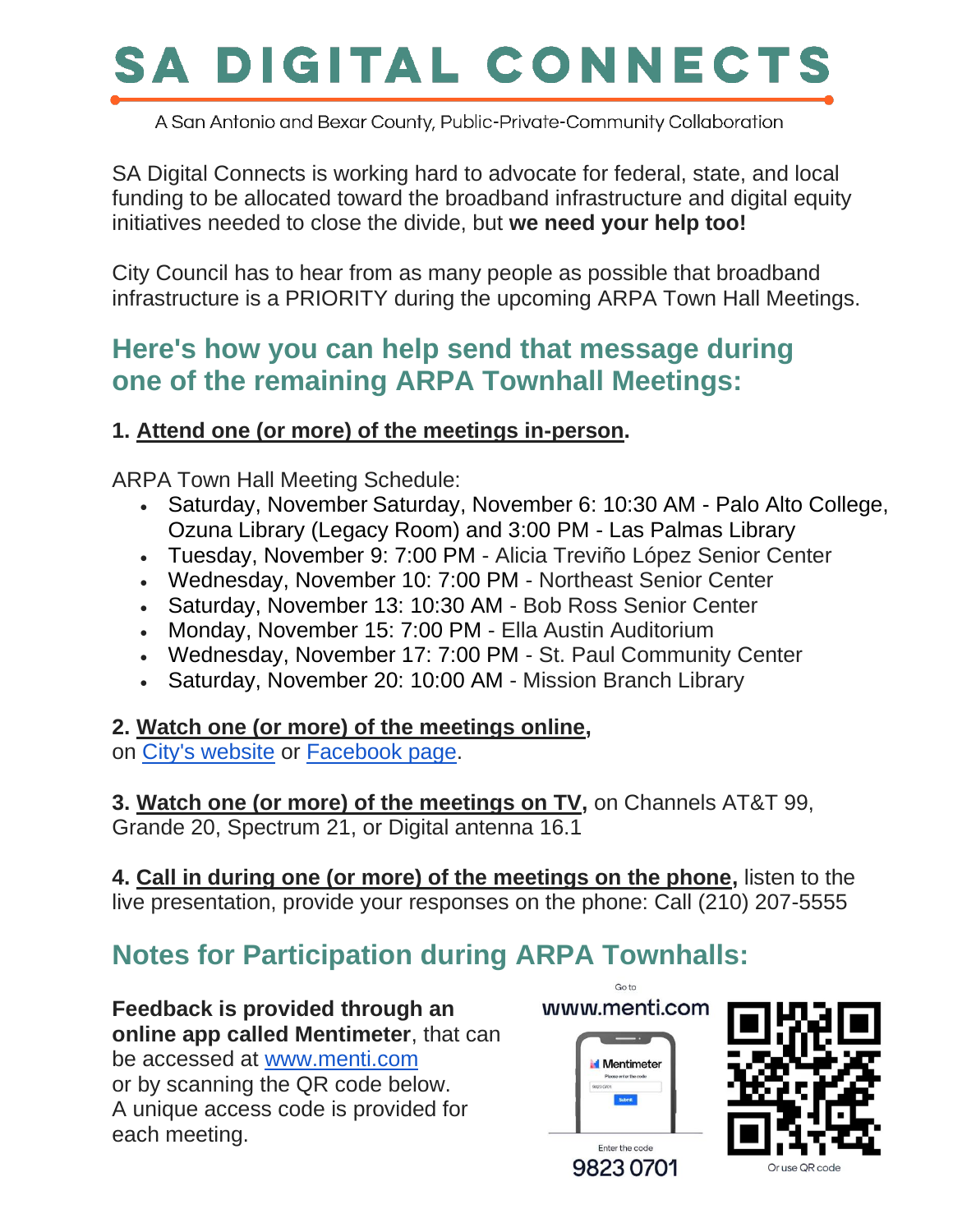# SA DIGITAL CONNECTS

A San Antonio and Bexar County, Public-Private-Community Collaboration

SA Digital Connects is working hard to advocate for federal, state, and local funding to be allocated toward the broadband infrastructure and digital equity initiatives needed to close the divide, but **we need your help too!**

City Council has to hear from as many people as possible that broadband infrastructure is a PRIORITY during the upcoming ARPA Town Hall Meetings.

## Here's how you can help send that message during one of the remaining ARPA Townhall Meetings:

**1. Attend one (or more) of the meetings in-person.**

ARPA Town Hall Meeting Schedule:

- Saturday, November Saturday, November 6: 10:30 AM - Palo Alto College, Ozuna Library (Legacy Room) and 3:00 PM - Las Palmas Library
- Tuesday, November 9: 7:00 PM - Alicia Treviño López Senior Center
- Wednesday, November 10: 7:00 PM - Northeast Senior Center
- Saturday, November 13: 10:30 AM - Bob Ross Senior Center
- Monday, November 15: 7:00 PM - Ella Austin Auditorium
- Wednesday, November 17: 7:00 PM - St. Paul Community Center
- Saturday, November 20: 10:00 AM - Mission Branch Library

**2. Watch one (or more) of the meetings online,**
on City's website or Facebook page.

**3. Watch one (or more) of the meetings on TV,** on Channels AT&T 99, Grande 20, Spectrum 21, or Digital antenna 16.1

**4. Call in during one (or more) of the meetings on the phone,** listen to the live presentation, provide your responses on the phone: Call (210) 207-5555

## Notes for Participation during ARPA Townhalls:

**Feedback is provided through an online app called Mentimeter**, that can be accessed at www.menti.com or by scanning the QR code below. A unique access code is provided for each meeting.

Go to www.menti.com

Enter the code 9823 0701

Or use QR code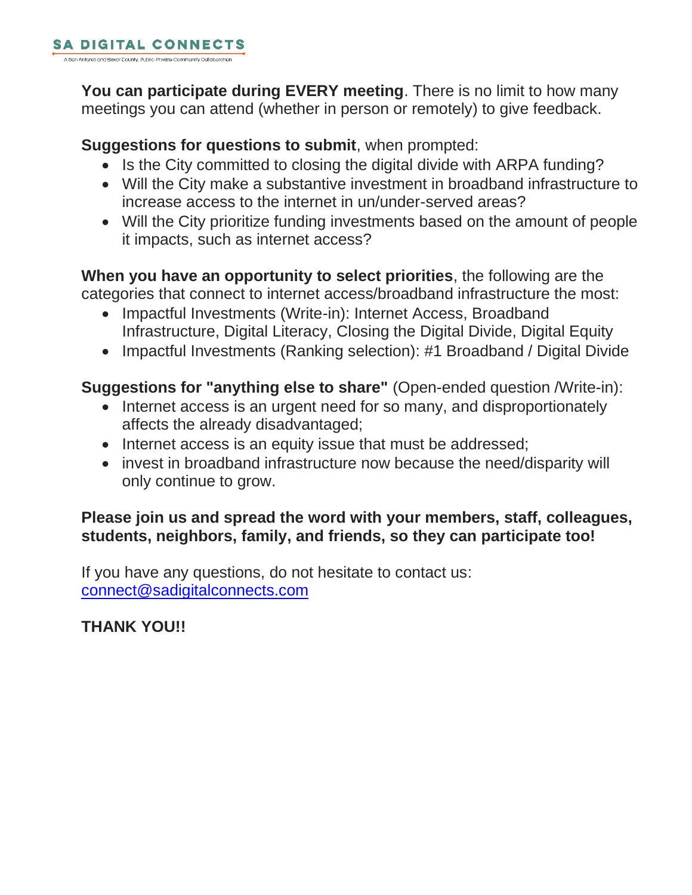**You can participate during EVERY meeting**. There is no limit to how many meetings you can attend (whether in person or remotely) to give feedback.

**Suggestions for questions to submit**, when prompted:

- Is the City committed to closing the digital divide with ARPA funding?
- Will the City make a substantive investment in broadband infrastructure to increase access to the internet in un/under-served areas?
- Will the City prioritize funding investments based on the amount of people it impacts, such as internet access?

**When you have an opportunity to select priorities**, the following are the categories that connect to internet access/broadband infrastructure the most:

- Impactful Investments (Write-in): Internet Access, Broadband Infrastructure, Digital Literacy, Closing the Digital Divide, Digital Equity
- Impactful Investments (Ranking selection): #1 Broadband / Digital Divide

**Suggestions for "anything else to share"** (Open-ended question /Write-in):

- Internet access is an urgent need for so many, and disproportionately affects the already disadvantaged;
- Internet access is an equity issue that must be addressed;
- invest in broadband infrastructure now because the need/disparity will only continue to grow.

**Please join us and spread the word with your members, staff, colleagues, students, neighbors, family, and friends, so they can participate too!**

If you have any questions, do not hesitate to contact us: connect@sadigitalconnects.com

**THANK YOU!!**